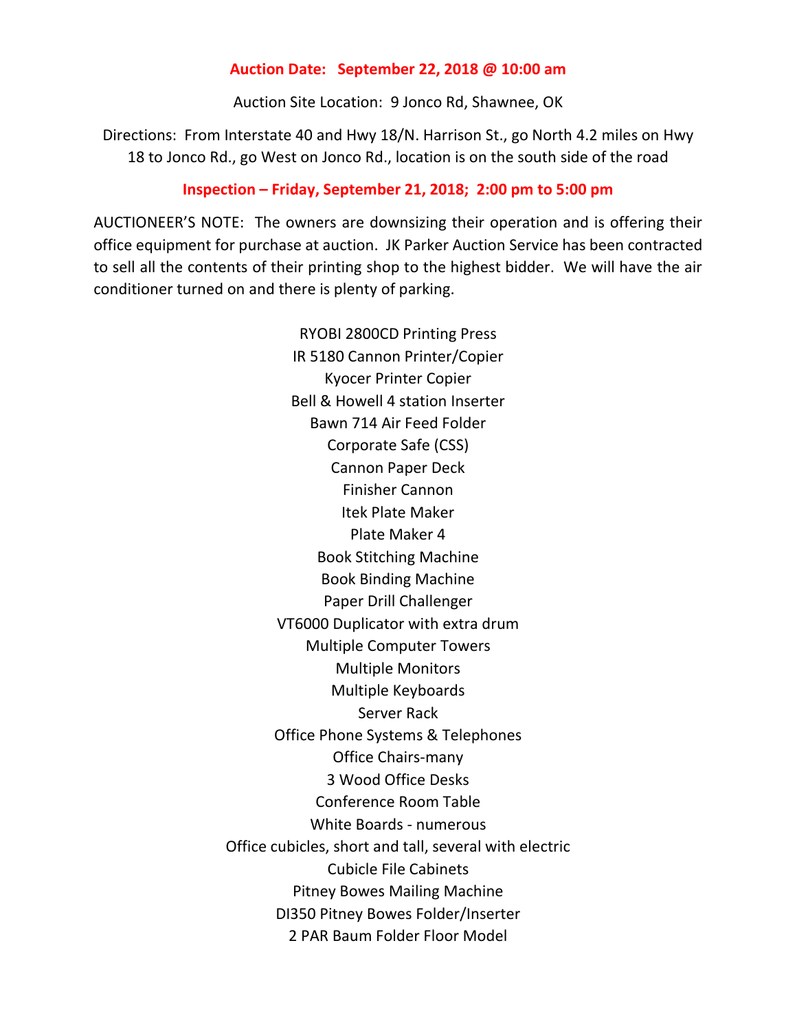**Auction Date: September 22, 2018 @ 10:00 am**

Auction Site Location: 9 Jonco Rd, Shawnee, OK

Directions: From Interstate 40 and Hwy 18/N. Harrison St., go North 4.2 miles on Hwy 18 to Jonco Rd., go West on Jonco Rd., location is on the south side of the road

**Inspection – Friday, September 21, 2018; 2:00 pm to 5:00 pm**

AUCTIONEER'S NOTE: The owners are downsizing their operation and is offering their office equipment for purchase at auction. JK Parker Auction Service has been contracted to sell all the contents of their printing shop to the highest bidder. We will have the air conditioner turned on and there is plenty of parking.

RYOBI 2800CD Printing Press
IR 5180 Cannon Printer/Copier
Kyocer Printer Copier
Bell & Howell 4 station Inserter
Bawn 714 Air Feed Folder
Corporate Safe (CSS)
Cannon Paper Deck
Finisher Cannon
Itek Plate Maker
Plate Maker 4
Book Stitching Machine
Book Binding Machine
Paper Drill Challenger
VT6000 Duplicator with extra drum
Multiple Computer Towers
Multiple Monitors
Multiple Keyboards
Server Rack
Office Phone Systems & Telephones
Office Chairs-many
3 Wood Office Desks
Conference Room Table
White Boards - numerous
Office cubicles, short and tall, several with electric
Cubicle File Cabinets
Pitney Bowes Mailing Machine
DI350 Pitney Bowes Folder/Inserter
2 PAR Baum Folder Floor Model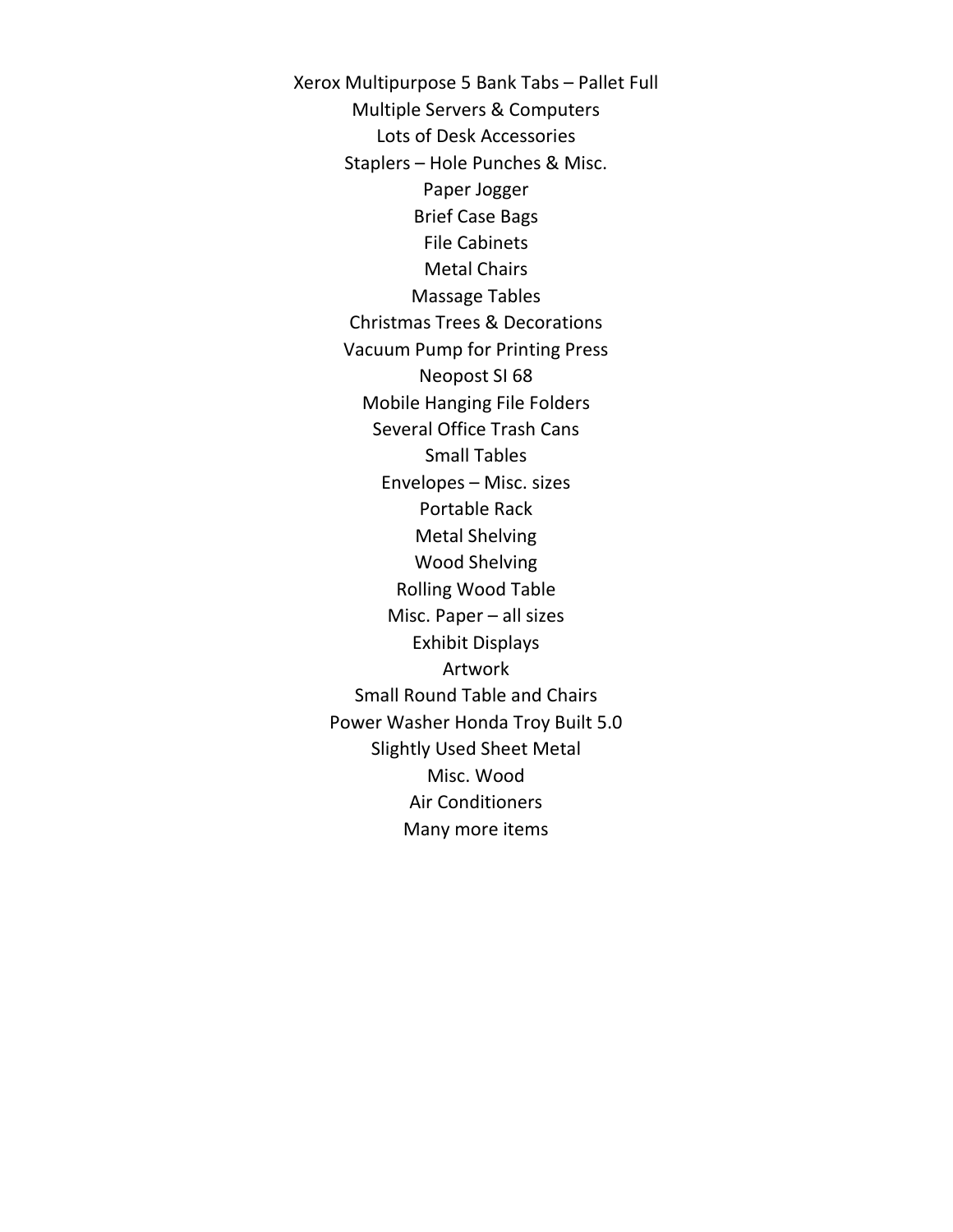Xerox Multipurpose 5 Bank Tabs – Pallet Full
Multiple Servers & Computers
Lots of Desk Accessories
Staplers – Hole Punches & Misc.
Paper Jogger
Brief Case Bags
File Cabinets
Metal Chairs
Massage Tables
Christmas Trees & Decorations
Vacuum Pump for Printing Press
Neopost SI 68
Mobile Hanging File Folders
Several Office Trash Cans
Small Tables
Envelopes – Misc. sizes
Portable Rack
Metal Shelving
Wood Shelving
Rolling Wood Table
Misc. Paper – all sizes
Exhibit Displays
Artwork
Small Round Table and Chairs
Power Washer Honda Troy Built 5.0
Slightly Used Sheet Metal
Misc. Wood
Air Conditioners
Many more items